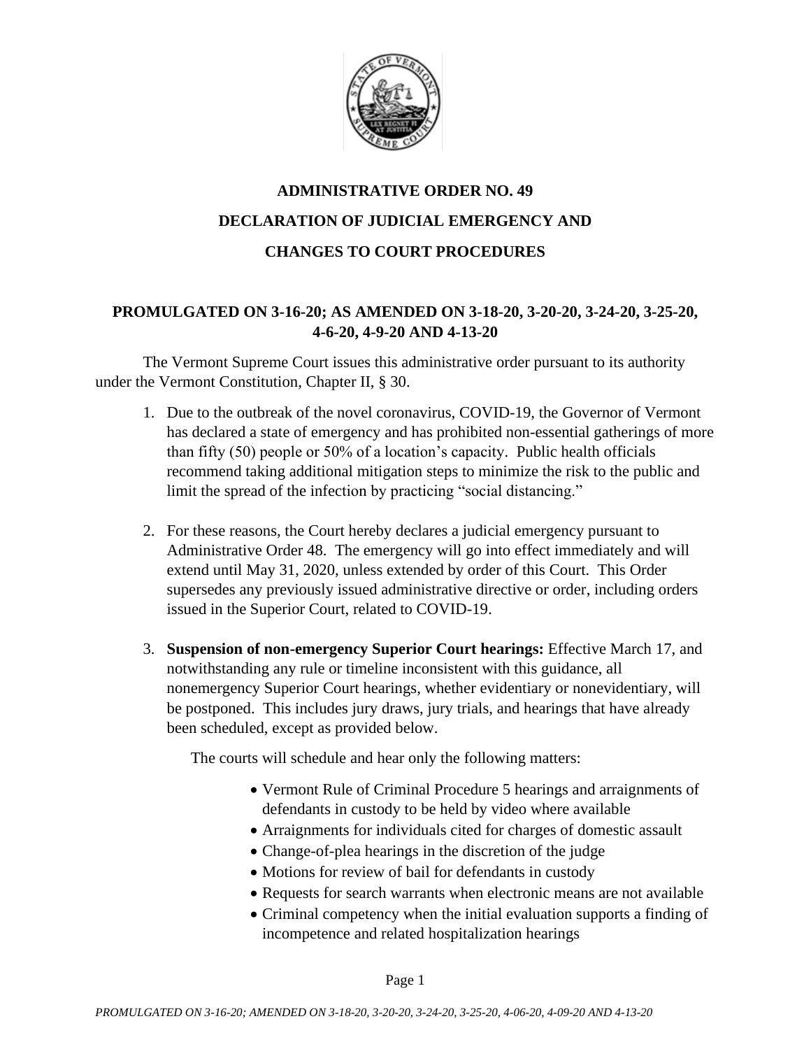# ADMINISTRATIVE ORDER NO. 49

# DECLARATION OF JUDICIAL EMERGENCY AND

# CHANGES TO COURT PROCEDURES

**PROMULGATED ON 3-16-20; AS AMENDED ON 3-18-20, 3-20-20, 3-24-20, 3-25-20, 4-6-20, 4-9-20 AND 4-13-20**

The Vermont Supreme Court issues this administrative order pursuant to its authority under the Vermont Constitution, Chapter II, § 30.

1. Due to the outbreak of the novel coronavirus, COVID-19, the Governor of Vermont has declared a state of emergency and has prohibited non-essential gatherings of more than fifty (50) people or 50% of a location's capacity. Public health officials recommend taking additional mitigation steps to minimize the risk to the public and limit the spread of the infection by practicing "social distancing."

2. For these reasons, the Court hereby declares a judicial emergency pursuant to Administrative Order 48. The emergency will go into effect immediately and will extend until May 31, 2020, unless extended by order of this Court. This Order supersedes any previously issued administrative directive or order, including orders issued in the Superior Court, related to COVID-19.

3. **Suspension of non-emergency Superior Court hearings:** Effective March 17, and notwithstanding any rule or timeline inconsistent with this guidance, all nonemergency Superior Court hearings, whether evidentiary or nonevidentiary, will be postponed. This includes jury draws, jury trials, and hearings that have already been scheduled, except as provided below.

   The courts will schedule and hear only the following matters:

   - Vermont Rule of Criminal Procedure 5 hearings and arraignments of defendants in custody to be held by video where available
   - Arraignments for individuals cited for charges of domestic assault
   - Change-of-plea hearings in the discretion of the judge
   - Motions for review of bail for defendants in custody
   - Requests for search warrants when electronic means are not available
   - Criminal competency when the initial evaluation supports a finding of incompetence and related hospitalization hearings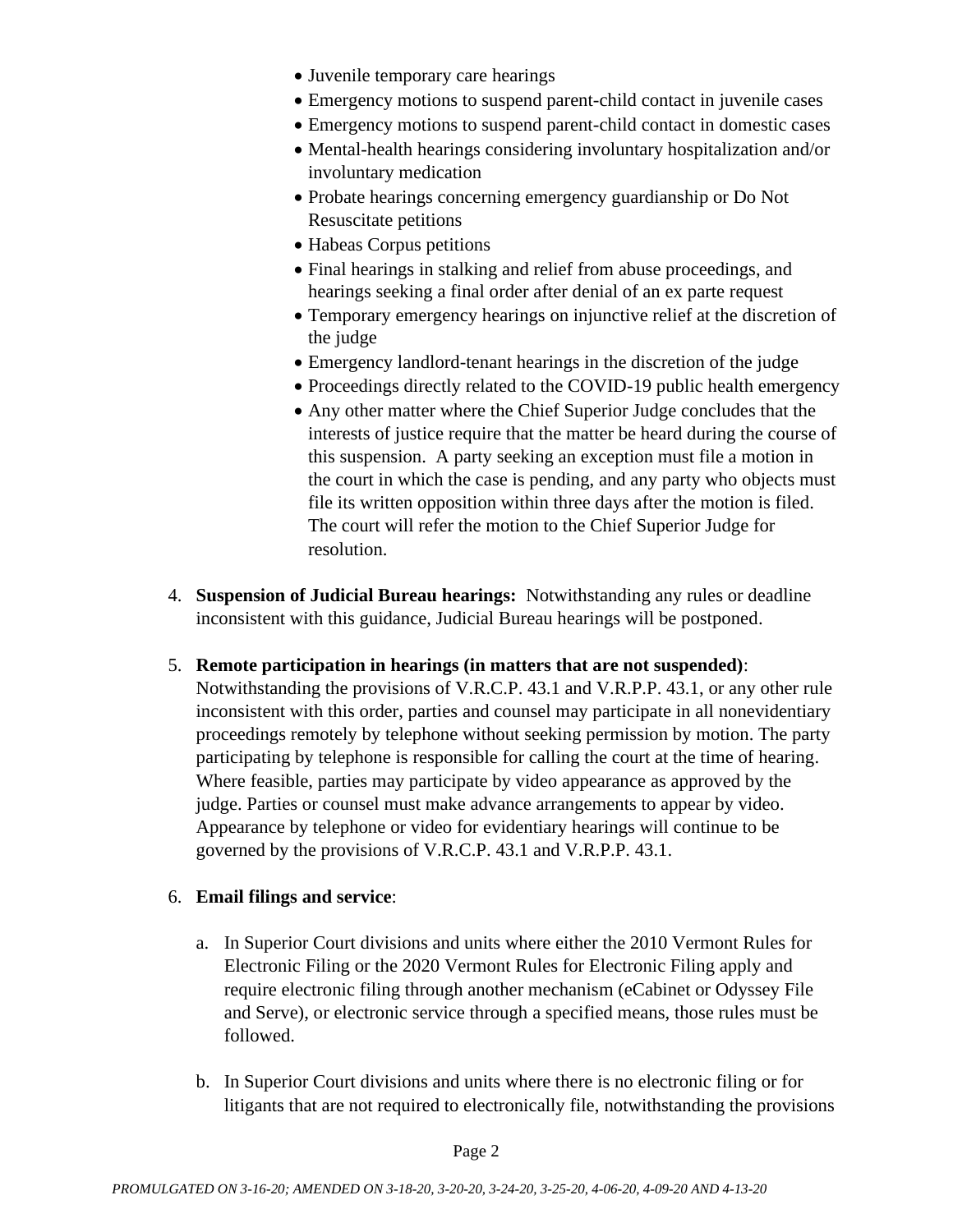- Juvenile temporary care hearings
- Emergency motions to suspend parent-child contact in juvenile cases
- Emergency motions to suspend parent-child contact in domestic cases
- Mental-health hearings considering involuntary hospitalization and/or involuntary medication
- Probate hearings concerning emergency guardianship or Do Not Resuscitate petitions
- Habeas Corpus petitions
- Final hearings in stalking and relief from abuse proceedings, and hearings seeking a final order after denial of an ex parte request
- Temporary emergency hearings on injunctive relief at the discretion of the judge
- Emergency landlord-tenant hearings in the discretion of the judge
- Proceedings directly related to the COVID-19 public health emergency
- Any other matter where the Chief Superior Judge concludes that the interests of justice require that the matter be heard during the course of this suspension. A party seeking an exception must file a motion in the court in which the case is pending, and any party who objects must file its written opposition within three days after the motion is filed. The court will refer the motion to the Chief Superior Judge for resolution.

4. **Suspension of Judicial Bureau hearings:** Notwithstanding any rules or deadline inconsistent with this guidance, Judicial Bureau hearings will be postponed.

5. **Remote participation in hearings (in matters that are not suspended)**: Notwithstanding the provisions of V.R.C.P. 43.1 and V.R.P.P. 43.1, or any other rule inconsistent with this order, parties and counsel may participate in all nonevidentiary proceedings remotely by telephone without seeking permission by motion. The party participating by telephone is responsible for calling the court at the time of hearing. Where feasible, parties may participate by video appearance as approved by the judge. Parties or counsel must make advance arrangements to appear by video. Appearance by telephone or video for evidentiary hearings will continue to be governed by the provisions of V.R.C.P. 43.1 and V.R.P.P. 43.1.

6. **Email filings and service**:

   a. In Superior Court divisions and units where either the 2010 Vermont Rules for Electronic Filing or the 2020 Vermont Rules for Electronic Filing apply and require electronic filing through another mechanism (eCabinet or Odyssey File and Serve), or electronic service through a specified means, those rules must be followed.

   b. In Superior Court divisions and units where there is no electronic filing or for litigants that are not required to electronically file, notwithstanding the provisions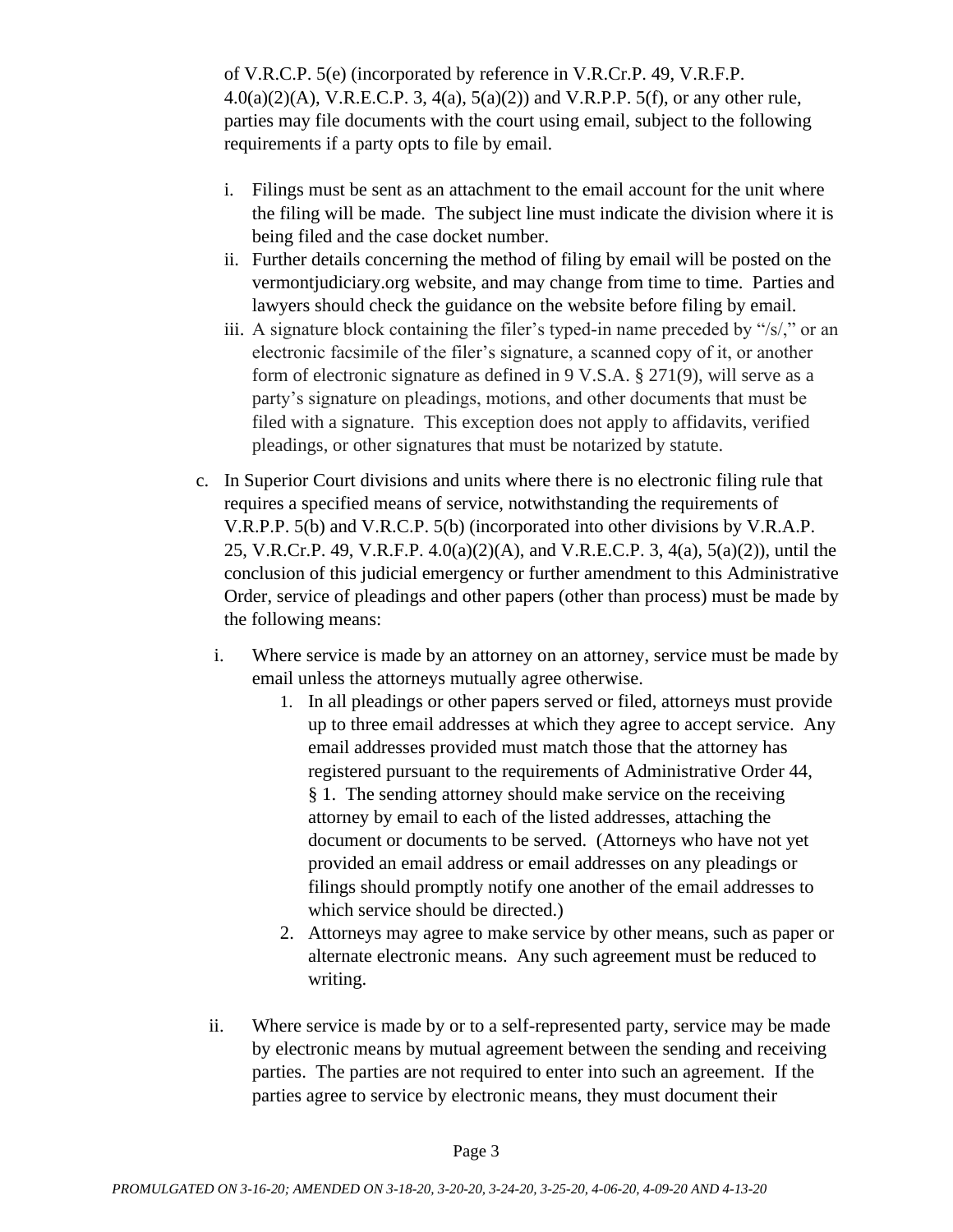of V.R.C.P. 5(e) (incorporated by reference in V.R.Cr.P. 49, V.R.F.P. 4.0(a)(2)(A), V.R.E.C.P. 3, 4(a), 5(a)(2)) and V.R.P.P. 5(f), or any other rule, parties may file documents with the court using email, subject to the following requirements if a party opts to file by email.

i. Filings must be sent as an attachment to the email account for the unit where the filing will be made. The subject line must indicate the division where it is being filed and the case docket number.

ii. Further details concerning the method of filing by email will be posted on the vermontjudiciary.org website, and may change from time to time. Parties and lawyers should check the guidance on the website before filing by email.

iii. A signature block containing the filer's typed-in name preceded by "/s/," or an electronic facsimile of the filer's signature, a scanned copy of it, or another form of electronic signature as defined in 9 V.S.A. § 271(9), will serve as a party's signature on pleadings, motions, and other documents that must be filed with a signature. This exception does not apply to affidavits, verified pleadings, or other signatures that must be notarized by statute.

c. In Superior Court divisions and units where there is no electronic filing rule that requires a specified means of service, notwithstanding the requirements of V.R.P.P. 5(b) and V.R.C.P. 5(b) (incorporated into other divisions by V.R.A.P. 25, V.R.Cr.P. 49, V.R.F.P. 4.0(a)(2)(A), and V.R.E.C.P. 3, 4(a), 5(a)(2)), until the conclusion of this judicial emergency or further amendment to this Administrative Order, service of pleadings and other papers (other than process) must be made by the following means:

i. Where service is made by an attorney on an attorney, service must be made by email unless the attorneys mutually agree otherwise.

1. In all pleadings or other papers served or filed, attorneys must provide up to three email addresses at which they agree to accept service. Any email addresses provided must match those that the attorney has registered pursuant to the requirements of Administrative Order 44, § 1. The sending attorney should make service on the receiving attorney by email to each of the listed addresses, attaching the document or documents to be served. (Attorneys who have not yet provided an email address or email addresses on any pleadings or filings should promptly notify one another of the email addresses to which service should be directed.)

2. Attorneys may agree to make service by other means, such as paper or alternate electronic means. Any such agreement must be reduced to writing.

ii. Where service is made by or to a self-represented party, service may be made by electronic means by mutual agreement between the sending and receiving parties. The parties are not required to enter into such an agreement. If the parties agree to service by electronic means, they must document their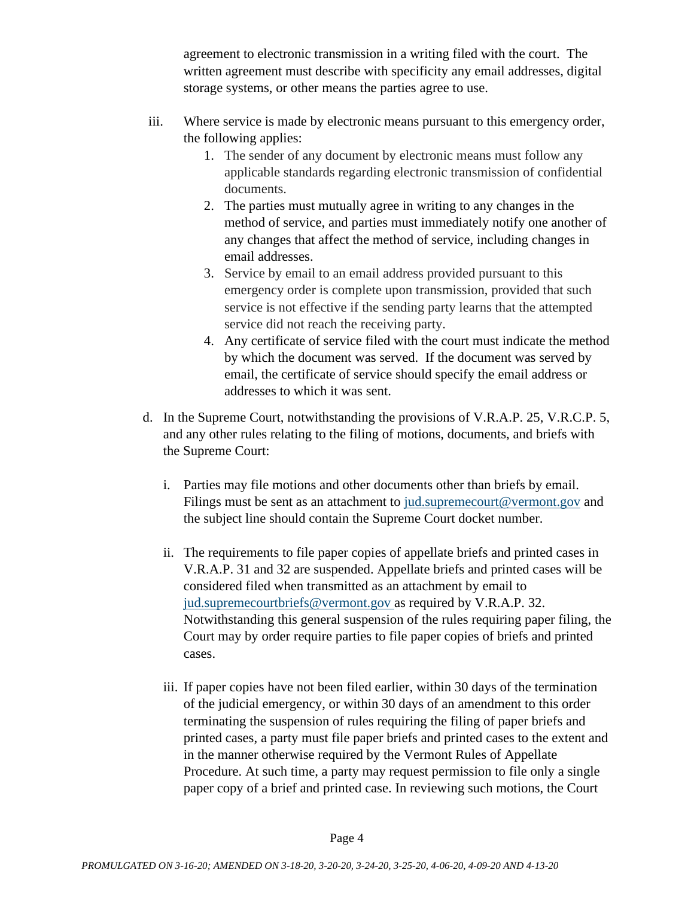agreement to electronic transmission in a writing filed with the court. The written agreement must describe with specificity any email addresses, digital storage systems, or other means the parties agree to use.

iii. Where service is made by electronic means pursuant to this emergency order, the following applies:

1. The sender of any document by electronic means must follow any applicable standards regarding electronic transmission of confidential documents.
2. The parties must mutually agree in writing to any changes in the method of service, and parties must immediately notify one another of any changes that affect the method of service, including changes in email addresses.
3. Service by email to an email address provided pursuant to this emergency order is complete upon transmission, provided that such service is not effective if the sending party learns that the attempted service did not reach the receiving party.
4. Any certificate of service filed with the court must indicate the method by which the document was served. If the document was served by email, the certificate of service should specify the email address or addresses to which it was sent.

d. In the Supreme Court, notwithstanding the provisions of V.R.A.P. 25, V.R.C.P. 5, and any other rules relating to the filing of motions, documents, and briefs with the Supreme Court:

i. Parties may file motions and other documents other than briefs by email. Filings must be sent as an attachment to jud.supremecourt@vermont.gov and the subject line should contain the Supreme Court docket number.

ii. The requirements to file paper copies of appellate briefs and printed cases in V.R.A.P. 31 and 32 are suspended. Appellate briefs and printed cases will be considered filed when transmitted as an attachment by email to jud.supremecourtbriefs@vermont.gov as required by V.R.A.P. 32. Notwithstanding this general suspension of the rules requiring paper filing, the Court may by order require parties to file paper copies of briefs and printed cases.

iii. If paper copies have not been filed earlier, within 30 days of the termination of the judicial emergency, or within 30 days of an amendment to this order terminating the suspension of rules requiring the filing of paper briefs and printed cases, a party must file paper briefs and printed cases to the extent and in the manner otherwise required by the Vermont Rules of Appellate Procedure. At such time, a party may request permission to file only a single paper copy of a brief and printed case. In reviewing such motions, the Court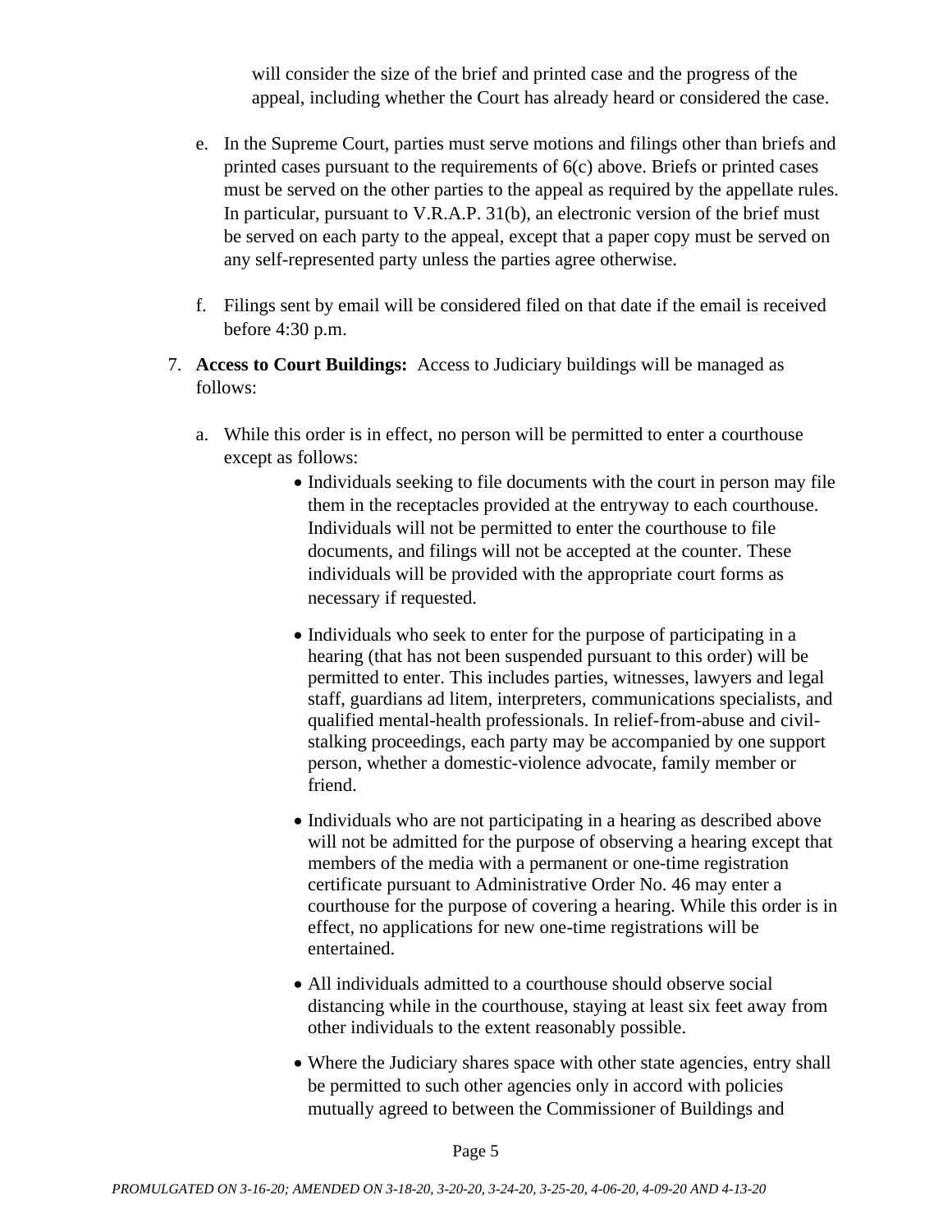will consider the size of the brief and printed case and the progress of the appeal, including whether the Court has already heard or considered the case.

e. In the Supreme Court, parties must serve motions and filings other than briefs and printed cases pursuant to the requirements of 6(c) above. Briefs or printed cases must be served on the other parties to the appeal as required by the appellate rules. In particular, pursuant to V.R.A.P. 31(b), an electronic version of the brief must be served on each party to the appeal, except that a paper copy must be served on any self-represented party unless the parties agree otherwise.

f. Filings sent by email will be considered filed on that date if the email is received before 4:30 p.m.

7. **Access to Court Buildings:** Access to Judiciary buildings will be managed as follows:

   a. While this order is in effect, no person will be permitted to enter a courthouse except as follows:

      - Individuals seeking to file documents with the court in person may file them in the receptacles provided at the entryway to each courthouse. Individuals will not be permitted to enter the courthouse to file documents, and filings will not be accepted at the counter. These individuals will be provided with the appropriate court forms as necessary if requested.

      - Individuals who seek to enter for the purpose of participating in a hearing (that has not been suspended pursuant to this order) will be permitted to enter. This includes parties, witnesses, lawyers and legal staff, guardians ad litem, interpreters, communications specialists, and qualified mental-health professionals. In relief-from-abuse and civil-stalking proceedings, each party may be accompanied by one support person, whether a domestic-violence advocate, family member or friend.

      - Individuals who are not participating in a hearing as described above will not be admitted for the purpose of observing a hearing except that members of the media with a permanent or one-time registration certificate pursuant to Administrative Order No. 46 may enter a courthouse for the purpose of covering a hearing. While this order is in effect, no applications for new one-time registrations will be entertained.

      - All individuals admitted to a courthouse should observe social distancing while in the courthouse, staying at least six feet away from other individuals to the extent reasonably possible.

      - Where the Judiciary shares space with other state agencies, entry shall be permitted to such other agencies only in accord with policies mutually agreed to between the Commissioner of Buildings and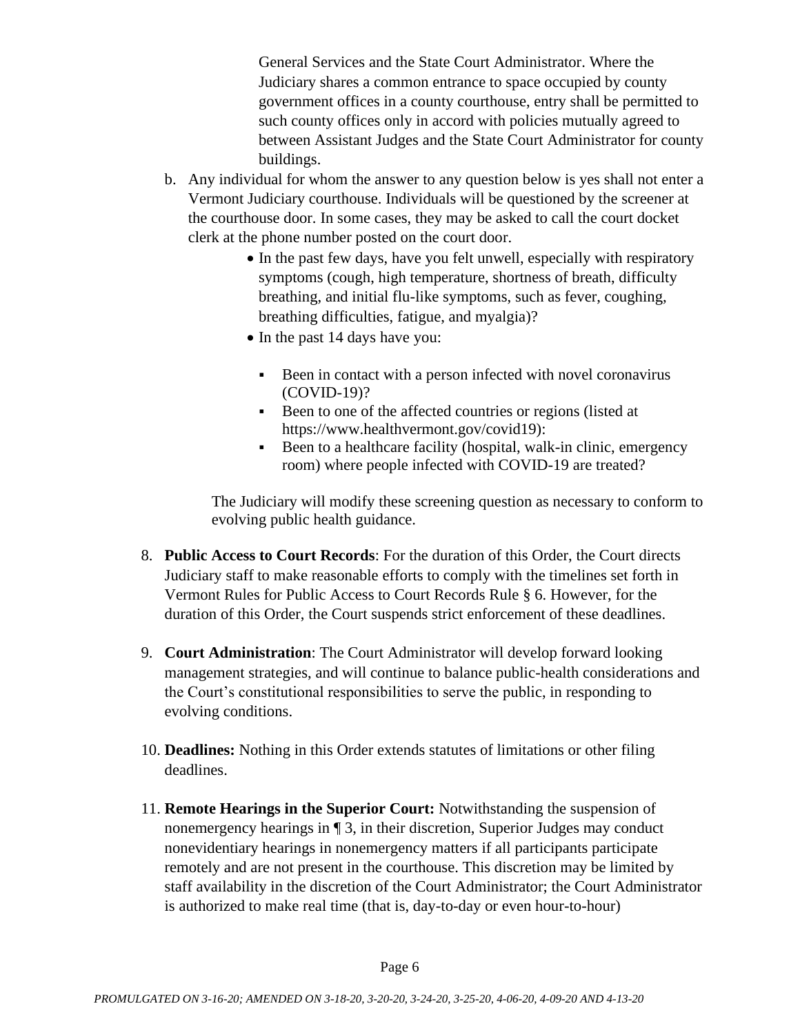General Services and the State Court Administrator. Where the Judiciary shares a common entrance to space occupied by county government offices in a county courthouse, entry shall be permitted to such county offices only in accord with policies mutually agreed to between Assistant Judges and the State Court Administrator for county buildings.

b. Any individual for whom the answer to any question below is yes shall not enter a Vermont Judiciary courthouse. Individuals will be questioned by the screener at the courthouse door. In some cases, they may be asked to call the court docket clerk at the phone number posted on the court door.

   - In the past few days, have you felt unwell, especially with respiratory symptoms (cough, high temperature, shortness of breath, difficulty breathing, and initial flu-like symptoms, such as fever, coughing, breathing difficulties, fatigue, and myalgia)?
   - In the past 14 days have you:
     - Been in contact with a person infected with novel coronavirus (COVID-19)?
     - Been to one of the affected countries or regions (listed at https://www.healthvermont.gov/covid19):
     - Been to a healthcare facility (hospital, walk-in clinic, emergency room) where people infected with COVID-19 are treated?

   The Judiciary will modify these screening question as necessary to conform to evolving public health guidance.

8. **Public Access to Court Records**: For the duration of this Order, the Court directs Judiciary staff to make reasonable efforts to comply with the timelines set forth in Vermont Rules for Public Access to Court Records Rule § 6. However, for the duration of this Order, the Court suspends strict enforcement of these deadlines.

9. **Court Administration**: The Court Administrator will develop forward looking management strategies, and will continue to balance public-health considerations and the Court's constitutional responsibilities to serve the public, in responding to evolving conditions.

10. **Deadlines:** Nothing in this Order extends statutes of limitations or other filing deadlines.

11. **Remote Hearings in the Superior Court:** Notwithstanding the suspension of nonemergency hearings in ¶ 3, in their discretion, Superior Judges may conduct nonevidentiary hearings in nonemergency matters if all participants participate remotely and are not present in the courthouse. This discretion may be limited by staff availability in the discretion of the Court Administrator; the Court Administrator is authorized to make real time (that is, day-to-day or even hour-to-hour)

*PROMULGATED ON 3-16-20; AMENDED ON 3-18-20, 3-20-20, 3-24-20, 3-25-20, 4-06-20, 4-09-20 AND 4-13-20*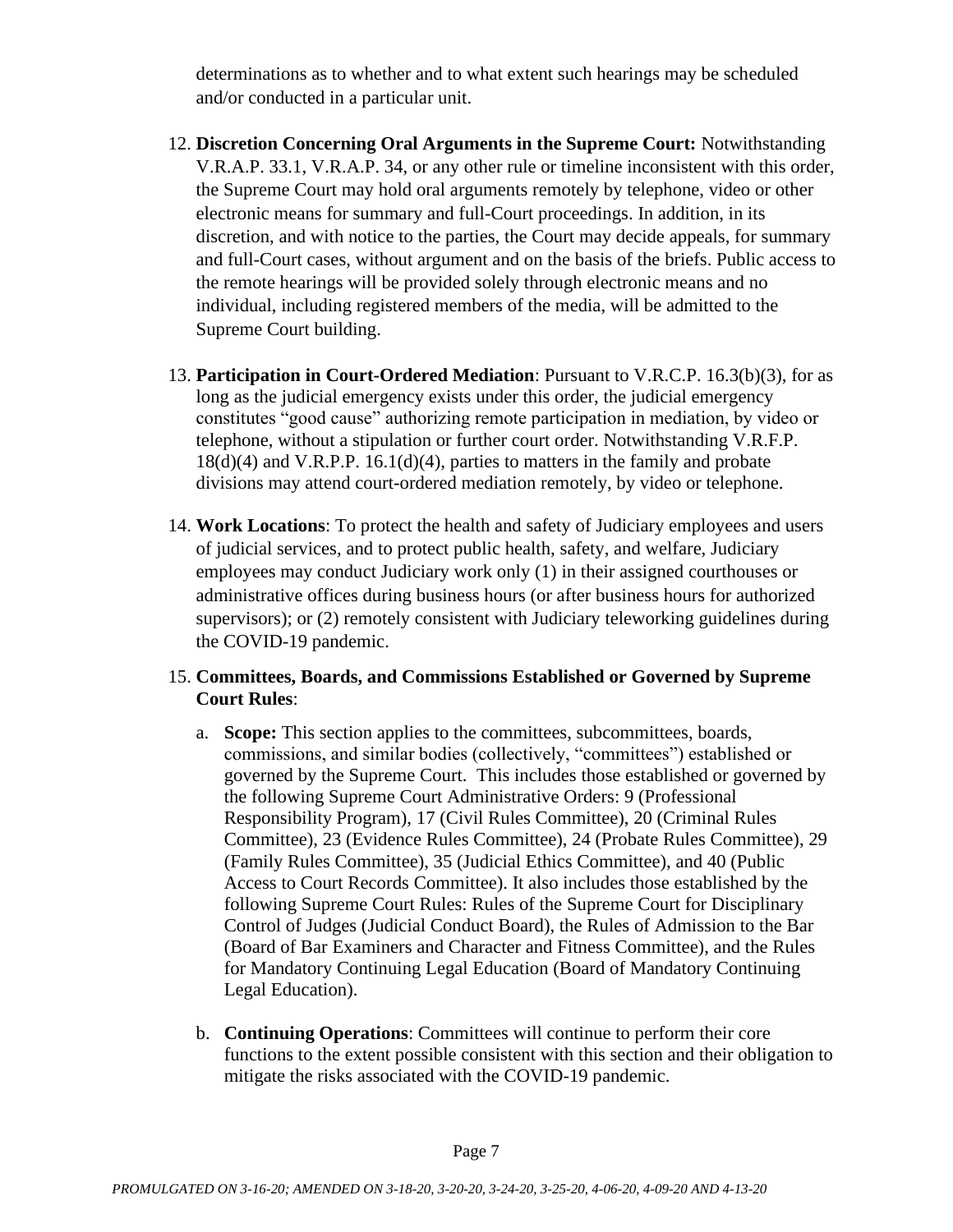determinations as to whether and to what extent such hearings may be scheduled and/or conducted in a particular unit.

12. **Discretion Concerning Oral Arguments in the Supreme Court:** Notwithstanding V.R.A.P. 33.1, V.R.A.P. 34, or any other rule or timeline inconsistent with this order, the Supreme Court may hold oral arguments remotely by telephone, video or other electronic means for summary and full-Court proceedings. In addition, in its discretion, and with notice to the parties, the Court may decide appeals, for summary and full-Court cases, without argument and on the basis of the briefs. Public access to the remote hearings will be provided solely through electronic means and no individual, including registered members of the media, will be admitted to the Supreme Court building.

13. **Participation in Court-Ordered Mediation**: Pursuant to V.R.C.P. 16.3(b)(3), for as long as the judicial emergency exists under this order, the judicial emergency constitutes "good cause" authorizing remote participation in mediation, by video or telephone, without a stipulation or further court order. Notwithstanding V.R.F.P. 18(d)(4) and V.R.P.P. 16.1(d)(4), parties to matters in the family and probate divisions may attend court-ordered mediation remotely, by video or telephone.

14. **Work Locations**: To protect the health and safety of Judiciary employees and users of judicial services, and to protect public health, safety, and welfare, Judiciary employees may conduct Judiciary work only (1) in their assigned courthouses or administrative offices during business hours (or after business hours for authorized supervisors); or (2) remotely consistent with Judiciary teleworking guidelines during the COVID-19 pandemic.

15. **Committees, Boards, and Commissions Established or Governed by Supreme Court Rules**:

    a. **Scope:** This section applies to the committees, subcommittees, boards, commissions, and similar bodies (collectively, "committees") established or governed by the Supreme Court. This includes those established or governed by the following Supreme Court Administrative Orders: 9 (Professional Responsibility Program), 17 (Civil Rules Committee), 20 (Criminal Rules Committee), 23 (Evidence Rules Committee), 24 (Probate Rules Committee), 29 (Family Rules Committee), 35 (Judicial Ethics Committee), and 40 (Public Access to Court Records Committee). It also includes those established by the following Supreme Court Rules: Rules of the Supreme Court for Disciplinary Control of Judges (Judicial Conduct Board), the Rules of Admission to the Bar (Board of Bar Examiners and Character and Fitness Committee), and the Rules for Mandatory Continuing Legal Education (Board of Mandatory Continuing Legal Education).

    b. **Continuing Operations**: Committees will continue to perform their core functions to the extent possible consistent with this section and their obligation to mitigate the risks associated with the COVID-19 pandemic.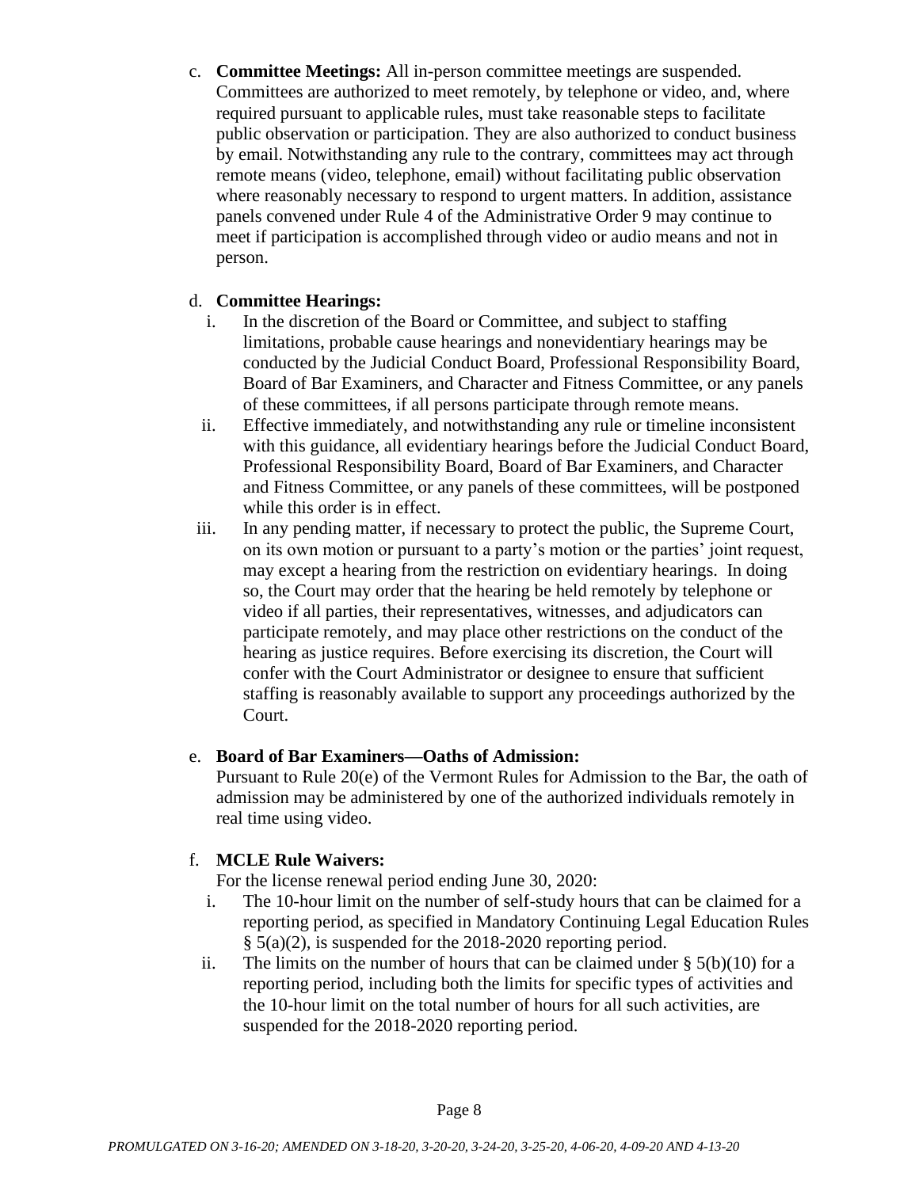c. **Committee Meetings:** All in-person committee meetings are suspended. Committees are authorized to meet remotely, by telephone or video, and, where required pursuant to applicable rules, must take reasonable steps to facilitate public observation or participation. They are also authorized to conduct business by email. Notwithstanding any rule to the contrary, committees may act through remote means (video, telephone, email) without facilitating public observation where reasonably necessary to respond to urgent matters. In addition, assistance panels convened under Rule 4 of the Administrative Order 9 may continue to meet if participation is accomplished through video or audio means and not in person.

d. **Committee Hearings:**

   i. In the discretion of the Board or Committee, and subject to staffing limitations, probable cause hearings and nonevidentiary hearings may be conducted by the Judicial Conduct Board, Professional Responsibility Board, Board of Bar Examiners, and Character and Fitness Committee, or any panels of these committees, if all persons participate through remote means.

   ii. Effective immediately, and notwithstanding any rule or timeline inconsistent with this guidance, all evidentiary hearings before the Judicial Conduct Board, Professional Responsibility Board, Board of Bar Examiners, and Character and Fitness Committee, or any panels of these committees, will be postponed while this order is in effect.

   iii. In any pending matter, if necessary to protect the public, the Supreme Court, on its own motion or pursuant to a party's motion or the parties' joint request, may except a hearing from the restriction on evidentiary hearings. In doing so, the Court may order that the hearing be held remotely by telephone or video if all parties, their representatives, witnesses, and adjudicators can participate remotely, and may place other restrictions on the conduct of the hearing as justice requires. Before exercising its discretion, the Court will confer with the Court Administrator or designee to ensure that sufficient staffing is reasonably available to support any proceedings authorized by the Court.

e. **Board of Bar Examiners—Oaths of Admission:**
   Pursuant to Rule 20(e) of the Vermont Rules for Admission to the Bar, the oath of admission may be administered by one of the authorized individuals remotely in real time using video.

f. **MCLE Rule Waivers:**
   For the license renewal period ending June 30, 2020:

   i. The 10-hour limit on the number of self-study hours that can be claimed for a reporting period, as specified in Mandatory Continuing Legal Education Rules § 5(a)(2), is suspended for the 2018-2020 reporting period.

   ii. The limits on the number of hours that can be claimed under § 5(b)(10) for a reporting period, including both the limits for specific types of activities and the 10-hour limit on the total number of hours for all such activities, are suspended for the 2018-2020 reporting period.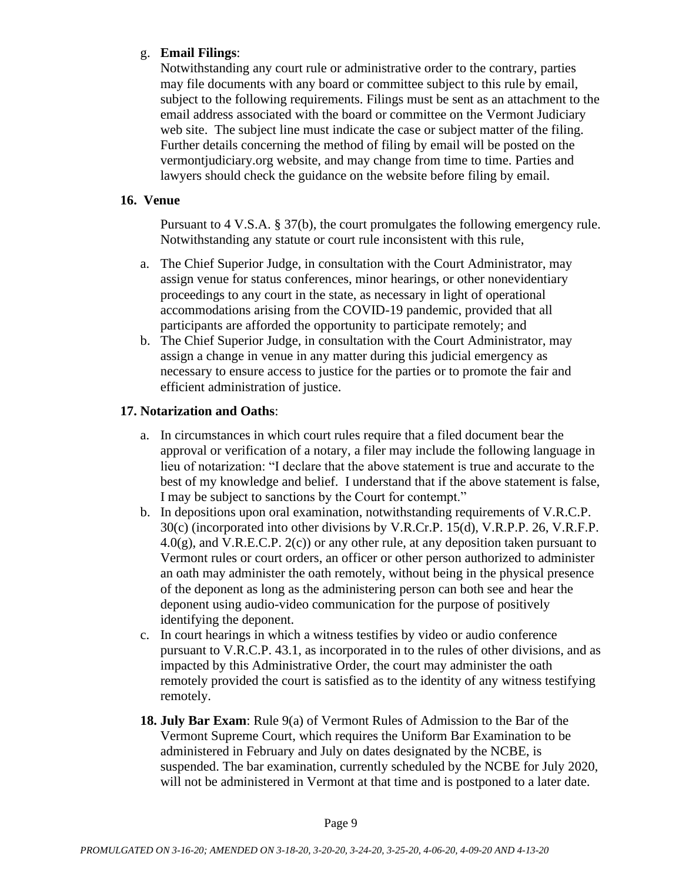g. **Email Filings**:
Notwithstanding any court rule or administrative order to the contrary, parties may file documents with any board or committee subject to this rule by email, subject to the following requirements. Filings must be sent as an attachment to the email address associated with the board or committee on the Vermont Judiciary web site. The subject line must indicate the case or subject matter of the filing. Further details concerning the method of filing by email will be posted on the vermontjudiciary.org website, and may change from time to time. Parties and lawyers should check the guidance on the website before filing by email.

**16. Venue**

Pursuant to 4 V.S.A. § 37(b), the court promulgates the following emergency rule. Notwithstanding any statute or court rule inconsistent with this rule,

a. The Chief Superior Judge, in consultation with the Court Administrator, may assign venue for status conferences, minor hearings, or other nonevidentiary proceedings to any court in the state, as necessary in light of operational accommodations arising from the COVID-19 pandemic, provided that all participants are afforded the opportunity to participate remotely; and
b. The Chief Superior Judge, in consultation with the Court Administrator, may assign a change in venue in any matter during this judicial emergency as necessary to ensure access to justice for the parties or to promote the fair and efficient administration of justice.

**17. Notarization and Oaths**:

a. In circumstances in which court rules require that a filed document bear the approval or verification of a notary, a filer may include the following language in lieu of notarization: "I declare that the above statement is true and accurate to the best of my knowledge and belief. I understand that if the above statement is false, I may be subject to sanctions by the Court for contempt."
b. In depositions upon oral examination, notwithstanding requirements of V.R.C.P. 30(c) (incorporated into other divisions by V.R.Cr.P. 15(d), V.R.P.P. 26, V.R.F.P. 4.0(g), and V.R.E.C.P. 2(c)) or any other rule, at any deposition taken pursuant to Vermont rules or court orders, an officer or other person authorized to administer an oath may administer the oath remotely, without being in the physical presence of the deponent as long as the administering person can both see and hear the deponent using audio-video communication for the purpose of positively identifying the deponent.
c. In court hearings in which a witness testifies by video or audio conference pursuant to V.R.C.P. 43.1, as incorporated in to the rules of other divisions, and as impacted by this Administrative Order, the court may administer the oath remotely provided the court is satisfied as to the identity of any witness testifying remotely.

**18. July Bar Exam**: Rule 9(a) of Vermont Rules of Admission to the Bar of the Vermont Supreme Court, which requires the Uniform Bar Examination to be administered in February and July on dates designated by the NCBE, is suspended. The bar examination, currently scheduled by the NCBE for July 2020, will not be administered in Vermont at that time and is postponed to a later date.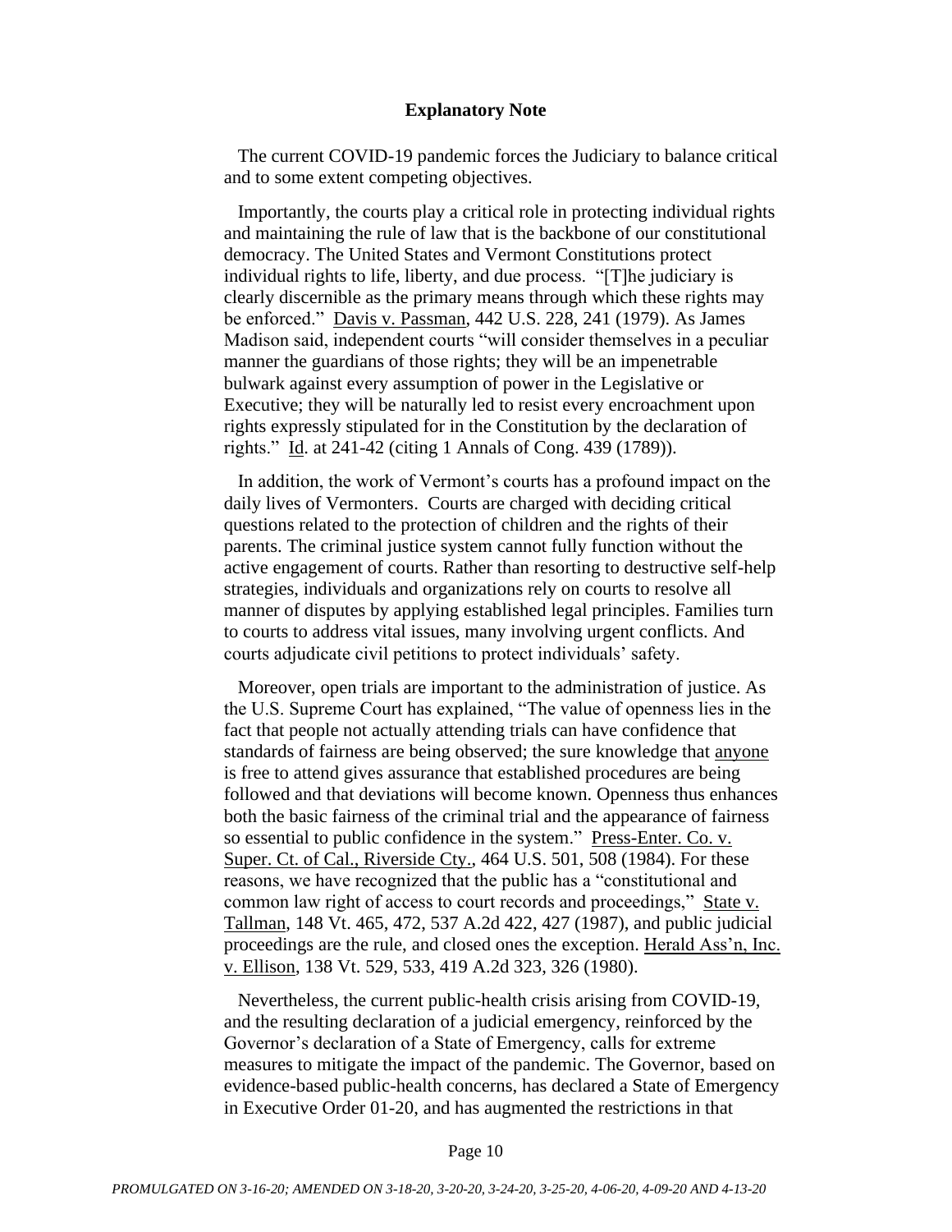**Explanatory Note**

The current COVID-19 pandemic forces the Judiciary to balance critical and to some extent competing objectives.

Importantly, the courts play a critical role in protecting individual rights and maintaining the rule of law that is the backbone of our constitutional democracy. The United States and Vermont Constitutions protect individual rights to life, liberty, and due process. "[T]he judiciary is clearly discernible as the primary means through which these rights may be enforced." Davis v. Passman, 442 U.S. 228, 241 (1979). As James Madison said, independent courts "will consider themselves in a peculiar manner the guardians of those rights; they will be an impenetrable bulwark against every assumption of power in the Legislative or Executive; they will be naturally led to resist every encroachment upon rights expressly stipulated for in the Constitution by the declaration of rights." Id. at 241-42 (citing 1 Annals of Cong. 439 (1789)).

In addition, the work of Vermont's courts has a profound impact on the daily lives of Vermonters. Courts are charged with deciding critical questions related to the protection of children and the rights of their parents. The criminal justice system cannot fully function without the active engagement of courts. Rather than resorting to destructive self-help strategies, individuals and organizations rely on courts to resolve all manner of disputes by applying established legal principles. Families turn to courts to address vital issues, many involving urgent conflicts. And courts adjudicate civil petitions to protect individuals' safety.

Moreover, open trials are important to the administration of justice. As the U.S. Supreme Court has explained, "The value of openness lies in the fact that people not actually attending trials can have confidence that standards of fairness are being observed; the sure knowledge that anyone is free to attend gives assurance that established procedures are being followed and that deviations will become known. Openness thus enhances both the basic fairness of the criminal trial and the appearance of fairness so essential to public confidence in the system." Press-Enter. Co. v. Super. Ct. of Cal., Riverside Cty., 464 U.S. 501, 508 (1984). For these reasons, we have recognized that the public has a "constitutional and common law right of access to court records and proceedings," State v. Tallman, 148 Vt. 465, 472, 537 A.2d 422, 427 (1987), and public judicial proceedings are the rule, and closed ones the exception. Herald Ass'n, Inc. v. Ellison, 138 Vt. 529, 533, 419 A.2d 323, 326 (1980).

Nevertheless, the current public-health crisis arising from COVID-19, and the resulting declaration of a judicial emergency, reinforced by the Governor's declaration of a State of Emergency, calls for extreme measures to mitigate the impact of the pandemic. The Governor, based on evidence-based public-health concerns, has declared a State of Emergency in Executive Order 01-20, and has augmented the restrictions in that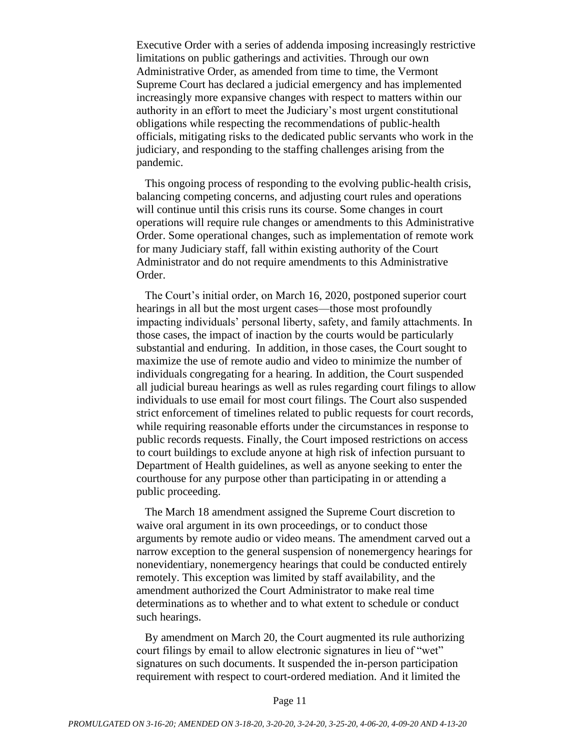Executive Order with a series of addenda imposing increasingly restrictive limitations on public gatherings and activities. Through our own Administrative Order, as amended from time to time, the Vermont Supreme Court has declared a judicial emergency and has implemented increasingly more expansive changes with respect to matters within our authority in an effort to meet the Judiciary's most urgent constitutional obligations while respecting the recommendations of public-health officials, mitigating risks to the dedicated public servants who work in the judiciary, and responding to the staffing challenges arising from the pandemic.

This ongoing process of responding to the evolving public-health crisis, balancing competing concerns, and adjusting court rules and operations will continue until this crisis runs its course. Some changes in court operations will require rule changes or amendments to this Administrative Order. Some operational changes, such as implementation of remote work for many Judiciary staff, fall within existing authority of the Court Administrator and do not require amendments to this Administrative Order.

The Court's initial order, on March 16, 2020, postponed superior court hearings in all but the most urgent cases—those most profoundly impacting individuals' personal liberty, safety, and family attachments. In those cases, the impact of inaction by the courts would be particularly substantial and enduring. In addition, in those cases, the Court sought to maximize the use of remote audio and video to minimize the number of individuals congregating for a hearing. In addition, the Court suspended all judicial bureau hearings as well as rules regarding court filings to allow individuals to use email for most court filings. The Court also suspended strict enforcement of timelines related to public requests for court records, while requiring reasonable efforts under the circumstances in response to public records requests. Finally, the Court imposed restrictions on access to court buildings to exclude anyone at high risk of infection pursuant to Department of Health guidelines, as well as anyone seeking to enter the courthouse for any purpose other than participating in or attending a public proceeding.

The March 18 amendment assigned the Supreme Court discretion to waive oral argument in its own proceedings, or to conduct those arguments by remote audio or video means. The amendment carved out a narrow exception to the general suspension of nonemergency hearings for nonevidentiary, nonemergency hearings that could be conducted entirely remotely. This exception was limited by staff availability, and the amendment authorized the Court Administrator to make real time determinations as to whether and to what extent to schedule or conduct such hearings.

By amendment on March 20, the Court augmented its rule authorizing court filings by email to allow electronic signatures in lieu of "wet" signatures on such documents. It suspended the in-person participation requirement with respect to court-ordered mediation. And it limited the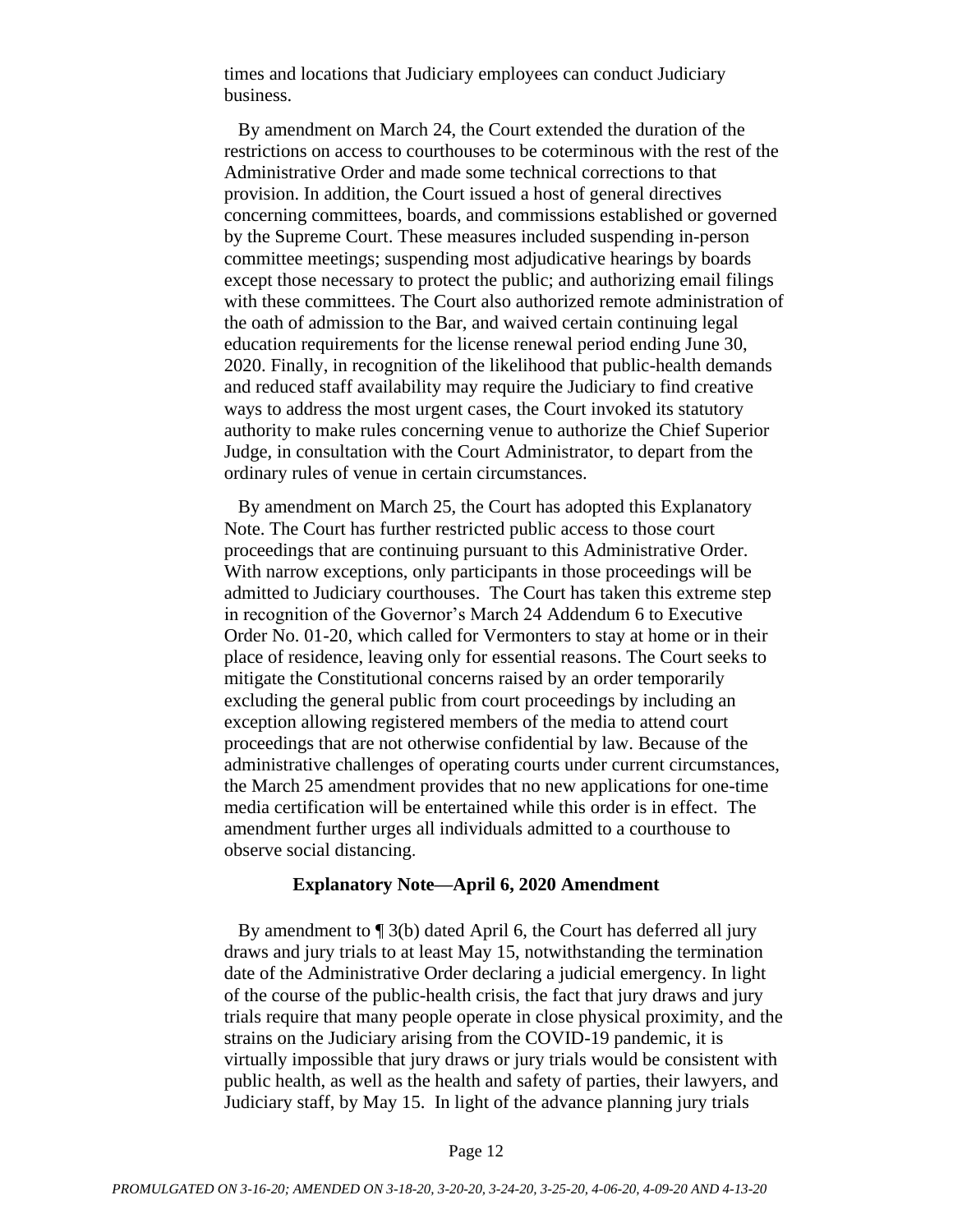times and locations that Judiciary employees can conduct Judiciary business.

By amendment on March 24, the Court extended the duration of the restrictions on access to courthouses to be coterminous with the rest of the Administrative Order and made some technical corrections to that provision. In addition, the Court issued a host of general directives concerning committees, boards, and commissions established or governed by the Supreme Court. These measures included suspending in-person committee meetings; suspending most adjudicative hearings by boards except those necessary to protect the public; and authorizing email filings with these committees. The Court also authorized remote administration of the oath of admission to the Bar, and waived certain continuing legal education requirements for the license renewal period ending June 30, 2020. Finally, in recognition of the likelihood that public-health demands and reduced staff availability may require the Judiciary to find creative ways to address the most urgent cases, the Court invoked its statutory authority to make rules concerning venue to authorize the Chief Superior Judge, in consultation with the Court Administrator, to depart from the ordinary rules of venue in certain circumstances.

By amendment on March 25, the Court has adopted this Explanatory Note. The Court has further restricted public access to those court proceedings that are continuing pursuant to this Administrative Order. With narrow exceptions, only participants in those proceedings will be admitted to Judiciary courthouses. The Court has taken this extreme step in recognition of the Governor's March 24 Addendum 6 to Executive Order No. 01-20, which called for Vermonters to stay at home or in their place of residence, leaving only for essential reasons. The Court seeks to mitigate the Constitutional concerns raised by an order temporarily excluding the general public from court proceedings by including an exception allowing registered members of the media to attend court proceedings that are not otherwise confidential by law. Because of the administrative challenges of operating courts under current circumstances, the March 25 amendment provides that no new applications for one-time media certification will be entertained while this order is in effect. The amendment further urges all individuals admitted to a courthouse to observe social distancing.

**Explanatory Note—April 6, 2020 Amendment**

By amendment to ¶ 3(b) dated April 6, the Court has deferred all jury draws and jury trials to at least May 15, notwithstanding the termination date of the Administrative Order declaring a judicial emergency. In light of the course of the public-health crisis, the fact that jury draws and jury trials require that many people operate in close physical proximity, and the strains on the Judiciary arising from the COVID-19 pandemic, it is virtually impossible that jury draws or jury trials would be consistent with public health, as well as the health and safety of parties, their lawyers, and Judiciary staff, by May 15. In light of the advance planning jury trials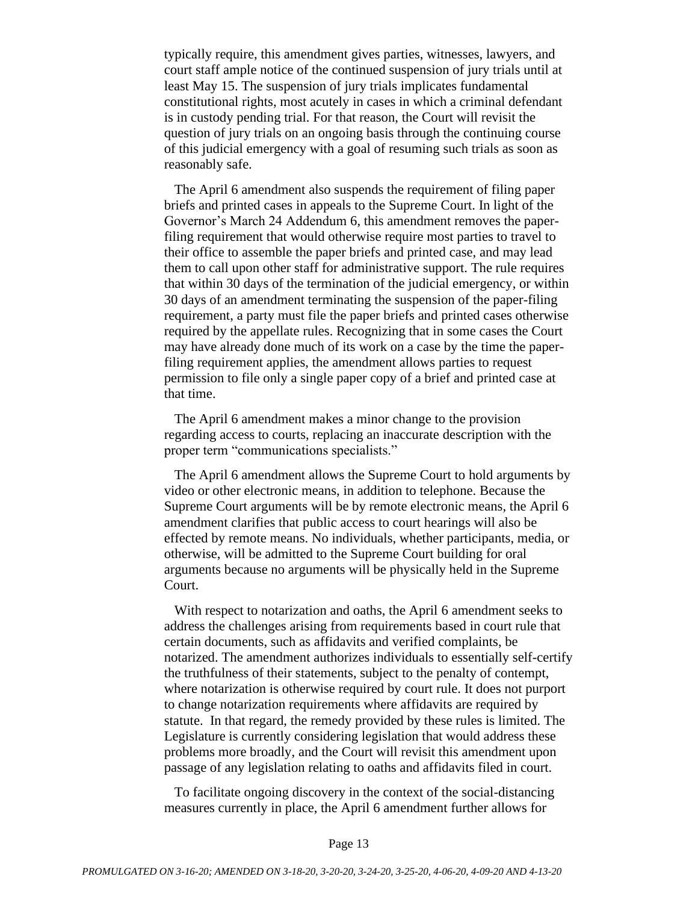typically require, this amendment gives parties, witnesses, lawyers, and court staff ample notice of the continued suspension of jury trials until at least May 15. The suspension of jury trials implicates fundamental constitutional rights, most acutely in cases in which a criminal defendant is in custody pending trial. For that reason, the Court will revisit the question of jury trials on an ongoing basis through the continuing course of this judicial emergency with a goal of resuming such trials as soon as reasonably safe.

The April 6 amendment also suspends the requirement of filing paper briefs and printed cases in appeals to the Supreme Court. In light of the Governor's March 24 Addendum 6, this amendment removes the paper-filing requirement that would otherwise require most parties to travel to their office to assemble the paper briefs and printed case, and may lead them to call upon other staff for administrative support. The rule requires that within 30 days of the termination of the judicial emergency, or within 30 days of an amendment terminating the suspension of the paper-filing requirement, a party must file the paper briefs and printed cases otherwise required by the appellate rules. Recognizing that in some cases the Court may have already done much of its work on a case by the time the paper-filing requirement applies, the amendment allows parties to request permission to file only a single paper copy of a brief and printed case at that time.

The April 6 amendment makes a minor change to the provision regarding access to courts, replacing an inaccurate description with the proper term "communications specialists."

The April 6 amendment allows the Supreme Court to hold arguments by video or other electronic means, in addition to telephone. Because the Supreme Court arguments will be by remote electronic means, the April 6 amendment clarifies that public access to court hearings will also be effected by remote means. No individuals, whether participants, media, or otherwise, will be admitted to the Supreme Court building for oral arguments because no arguments will be physically held in the Supreme Court.

With respect to notarization and oaths, the April 6 amendment seeks to address the challenges arising from requirements based in court rule that certain documents, such as affidavits and verified complaints, be notarized. The amendment authorizes individuals to essentially self-certify the truthfulness of their statements, subject to the penalty of contempt, where notarization is otherwise required by court rule. It does not purport to change notarization requirements where affidavits are required by statute. In that regard, the remedy provided by these rules is limited. The Legislature is currently considering legislation that would address these problems more broadly, and the Court will revisit this amendment upon passage of any legislation relating to oaths and affidavits filed in court.

To facilitate ongoing discovery in the context of the social-distancing measures currently in place, the April 6 amendment further allows for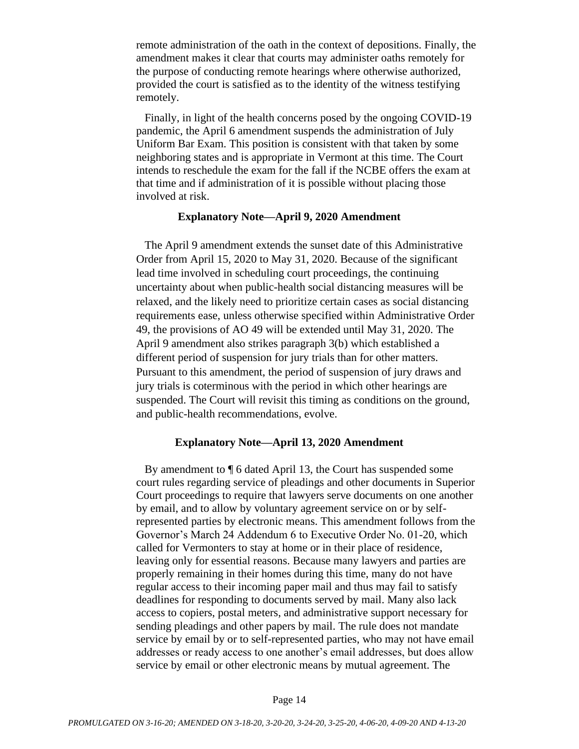remote administration of the oath in the context of depositions. Finally, the amendment makes it clear that courts may administer oaths remotely for the purpose of conducting remote hearings where otherwise authorized, provided the court is satisfied as to the identity of the witness testifying remotely.

Finally, in light of the health concerns posed by the ongoing COVID-19 pandemic, the April 6 amendment suspends the administration of July Uniform Bar Exam. This position is consistent with that taken by some neighboring states and is appropriate in Vermont at this time. The Court intends to reschedule the exam for the fall if the NCBE offers the exam at that time and if administration of it is possible without placing those involved at risk.

### Explanatory Note—April 9, 2020 Amendment

The April 9 amendment extends the sunset date of this Administrative Order from April 15, 2020 to May 31, 2020. Because of the significant lead time involved in scheduling court proceedings, the continuing uncertainty about when public-health social distancing measures will be relaxed, and the likely need to prioritize certain cases as social distancing requirements ease, unless otherwise specified within Administrative Order 49, the provisions of AO 49 will be extended until May 31, 2020. The April 9 amendment also strikes paragraph 3(b) which established a different period of suspension for jury trials than for other matters. Pursuant to this amendment, the period of suspension of jury draws and jury trials is coterminous with the period in which other hearings are suspended. The Court will revisit this timing as conditions on the ground, and public-health recommendations, evolve.

### Explanatory Note—April 13, 2020 Amendment

By amendment to ¶ 6 dated April 13, the Court has suspended some court rules regarding service of pleadings and other documents in Superior Court proceedings to require that lawyers serve documents on one another by email, and to allow by voluntary agreement service on or by self-represented parties by electronic means. This amendment follows from the Governor's March 24 Addendum 6 to Executive Order No. 01-20, which called for Vermonters to stay at home or in their place of residence, leaving only for essential reasons. Because many lawyers and parties are properly remaining in their homes during this time, many do not have regular access to their incoming paper mail and thus may fail to satisfy deadlines for responding to documents served by mail. Many also lack access to copiers, postal meters, and administrative support necessary for sending pleadings and other papers by mail. The rule does not mandate service by email by or to self-represented parties, who may not have email addresses or ready access to one another's email addresses, but does allow service by email or other electronic means by mutual agreement. The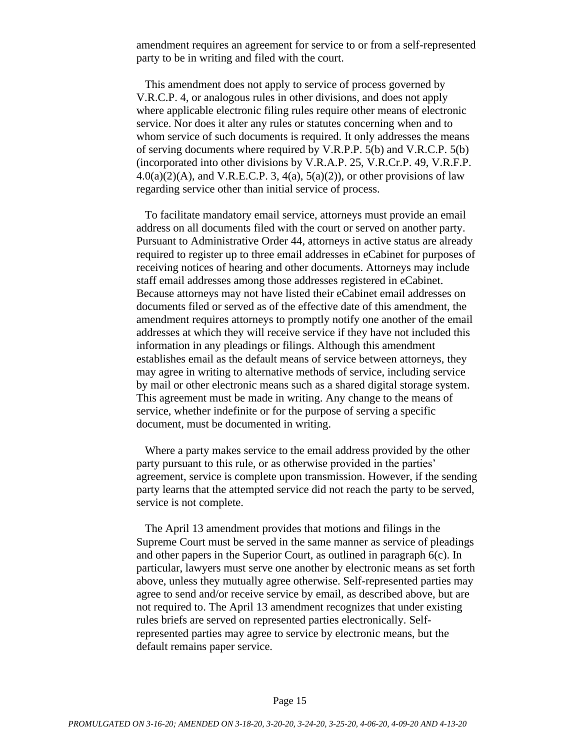amendment requires an agreement for service to or from a self-represented party to be in writing and filed with the court.

This amendment does not apply to service of process governed by V.R.C.P. 4, or analogous rules in other divisions, and does not apply where applicable electronic filing rules require other means of electronic service. Nor does it alter any rules or statutes concerning when and to whom service of such documents is required. It only addresses the means of serving documents where required by V.R.P.P. 5(b) and V.R.C.P. 5(b) (incorporated into other divisions by V.R.A.P. 25, V.R.Cr.P. 49, V.R.F.P. 4.0(a)(2)(A), and V.R.E.C.P. 3, 4(a), 5(a)(2)), or other provisions of law regarding service other than initial service of process.

To facilitate mandatory email service, attorneys must provide an email address on all documents filed with the court or served on another party. Pursuant to Administrative Order 44, attorneys in active status are already required to register up to three email addresses in eCabinet for purposes of receiving notices of hearing and other documents. Attorneys may include staff email addresses among those addresses registered in eCabinet. Because attorneys may not have listed their eCabinet email addresses on documents filed or served as of the effective date of this amendment, the amendment requires attorneys to promptly notify one another of the email addresses at which they will receive service if they have not included this information in any pleadings or filings. Although this amendment establishes email as the default means of service between attorneys, they may agree in writing to alternative methods of service, including service by mail or other electronic means such as a shared digital storage system. This agreement must be made in writing. Any change to the means of service, whether indefinite or for the purpose of serving a specific document, must be documented in writing.

Where a party makes service to the email address provided by the other party pursuant to this rule, or as otherwise provided in the parties' agreement, service is complete upon transmission. However, if the sending party learns that the attempted service did not reach the party to be served, service is not complete.

The April 13 amendment provides that motions and filings in the Supreme Court must be served in the same manner as service of pleadings and other papers in the Superior Court, as outlined in paragraph 6(c). In particular, lawyers must serve one another by electronic means as set forth above, unless they mutually agree otherwise. Self-represented parties may agree to send and/or receive service by email, as described above, but are not required to. The April 13 amendment recognizes that under existing rules briefs are served on represented parties electronically. Self-represented parties may agree to service by electronic means, but the default remains paper service.